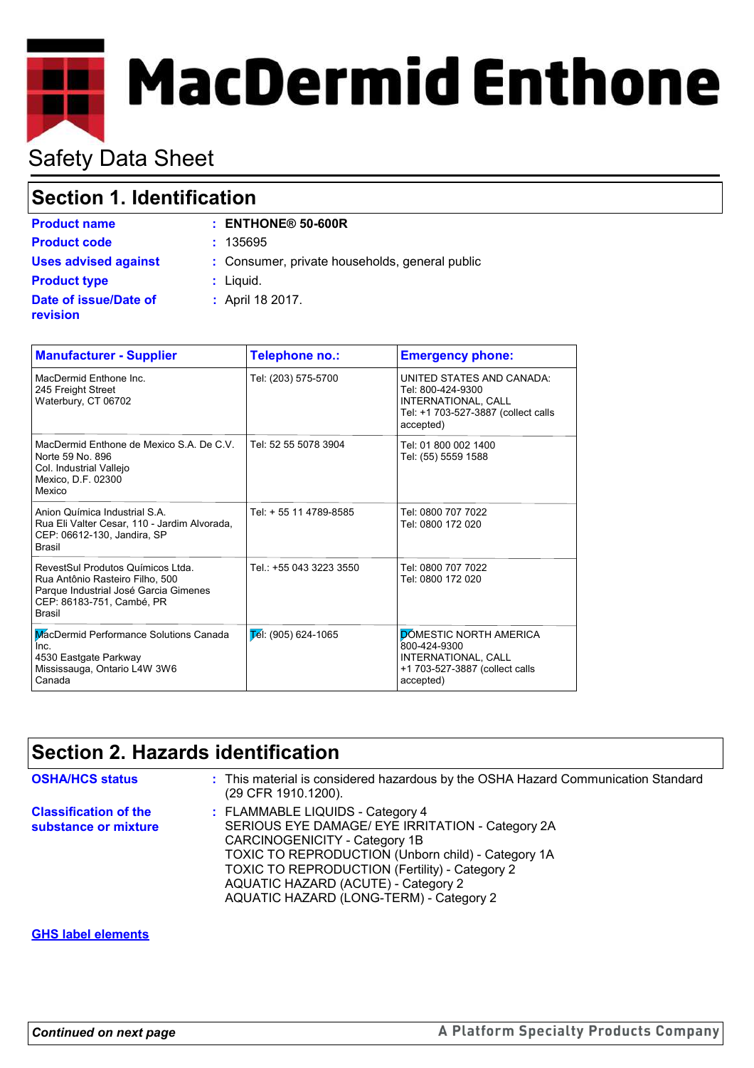MacDermid Enthone

Safety Data Sheet

## Section 1. Identification

**Product name** : **ENTHONE® 50-600R**

**Product code** : 135695

**Uses advised against** : Consumer, private households, general public

**Product type** : Liquid.

**Date of issue/Date of revision** : April 18 2017.

| Manufacturer - Supplier | Telephone no.: | Emergency phone: |
| --- | --- | --- |
| MacDermid Enthone Inc.<br>245 Freight Street<br>Waterbury, CT 06702 | Tel: (203) 575-5700 | UNITED STATES AND CANADA:<br>Tel: 800-424-9300<br>INTERNATIONAL, CALL<br>Tel: +1 703-527-3887 (collect calls accepted) |
| MacDermid Enthone de Mexico S.A. De C.V.<br>Norte 59 No. 896<br>Col. Industrial Vallejo<br>Mexico, D.F. 02300<br>Mexico | Tel: 52 55 5078 3904 | Tel: 01 800 002 1400<br>Tel: (55) 5559 1588 |
| Anion Química Industrial S.A.<br>Rua Eli Valter Cesar, 110 - Jardim Alvorada,<br>CEP: 06612-130, Jandira, SP<br>Brasil | Tel: + 55 11 4789-8585 | Tel: 0800 707 7022<br>Tel: 0800 172 020 |
| RevestSul Produtos Químicos Ltda.<br>Rua Antônio Rasteiro Filho, 500<br>Parque Industrial José Garcia Gimenes<br>CEP: 86183-751, Cambé, PR<br>Brasil | Tel.: +55 043 3223 3550 | Tel: 0800 707 7022<br>Tel: 0800 172 020 |
| MacDermid Performance Solutions Canada Inc.<br>4530 Eastgate Parkway<br>Mississauga, Ontario L4W 3W6<br>Canada | Tel: (905) 624-1065 | DOMESTIC NORTH AMERICA<br>800-424-9300<br>INTERNATIONAL, CALL<br>+1 703-527-3887 (collect calls accepted) |

## Section 2. Hazards identification

**OSHA/HCS status** : This material is considered hazardous by the OSHA Hazard Communication Standard (29 CFR 1910.1200).

**Classification of the substance or mixture** : FLAMMABLE LIQUIDS - Category 4
SERIOUS EYE DAMAGE/ EYE IRRITATION - Category 2A
CARCINOGENICITY - Category 1B
TOXIC TO REPRODUCTION (Unborn child) - Category 1A
TOXIC TO REPRODUCTION (Fertility) - Category 2
AQUATIC HAZARD (ACUTE) - Category 2
AQUATIC HAZARD (LONG-TERM) - Category 2

**GHS label elements**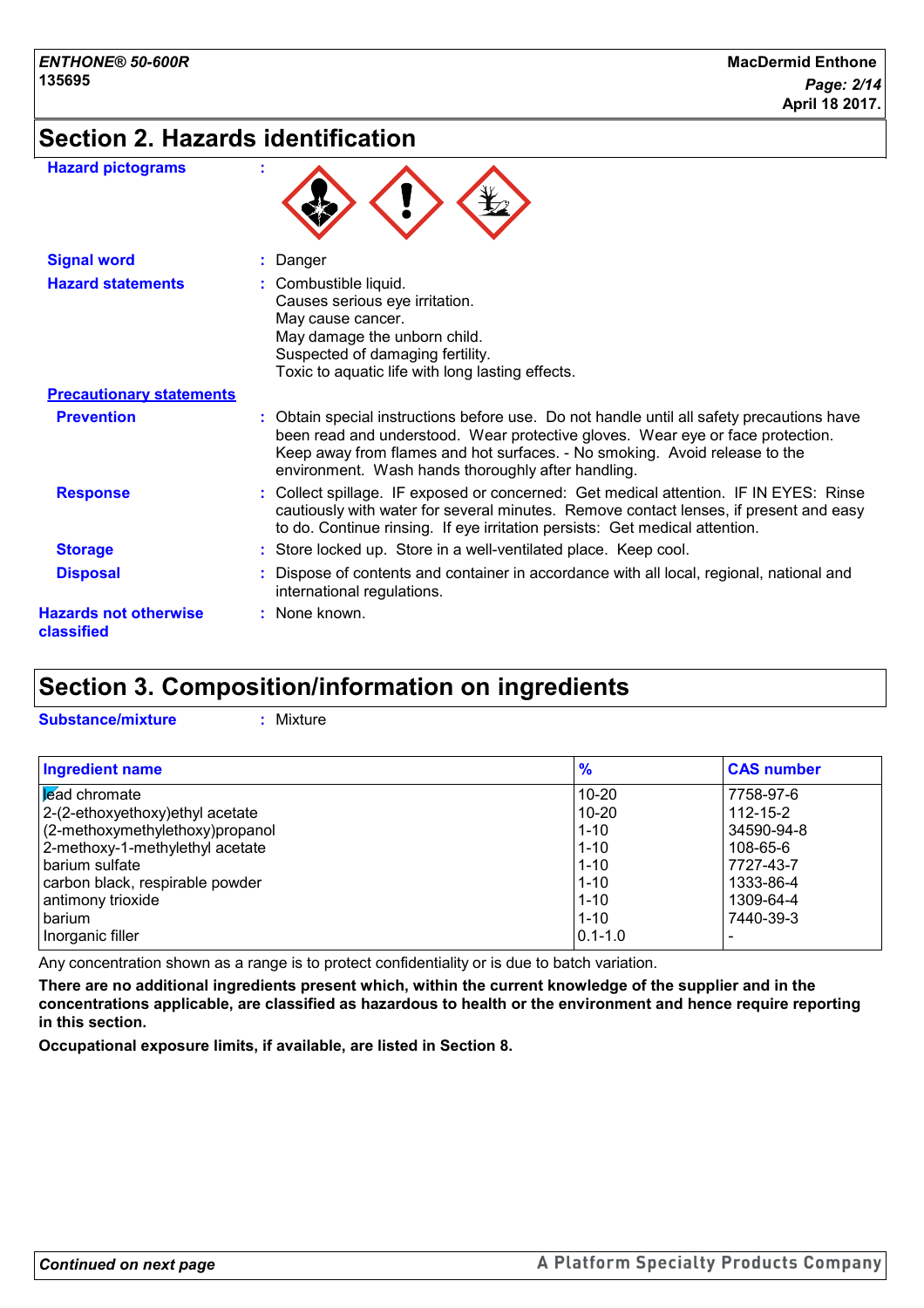## Section 2. Hazards identification

**Hazard pictograms** :

**Signal word** : Danger

**Hazard statements** : Combustible liquid.
Causes serious eye irritation.
May cause cancer.
May damage the unborn child.
Suspected of damaging fertility.
Toxic to aquatic life with long lasting effects.

**Precautionary statements**

**Prevention** : Obtain special instructions before use. Do not handle until all safety precautions have been read and understood. Wear protective gloves. Wear eye or face protection. Keep away from flames and hot surfaces. - No smoking. Avoid release to the environment. Wash hands thoroughly after handling.

**Response** : Collect spillage. IF exposed or concerned: Get medical attention. IF IN EYES: Rinse cautiously with water for several minutes. Remove contact lenses, if present and easy to do. Continue rinsing. If eye irritation persists: Get medical attention.

**Storage** : Store locked up. Store in a well-ventilated place. Keep cool.

**Disposal** : Dispose of contents and container in accordance with all local, regional, national and international regulations.

**Hazards not otherwise classified** : None known.

## Section 3. Composition/information on ingredients

**Substance/mixture** : Mixture

| Ingredient name | % | CAS number |
|---|---|---|
| lead chromate | 10-20 | 7758-97-6 |
| 2-(2-ethoxyethoxy)ethyl acetate | 10-20 | 112-15-2 |
| (2-methoxymethylethoxy)propanol | 1-10 | 34590-94-8 |
| 2-methoxy-1-methylethyl acetate | 1-10 | 108-65-6 |
| barium sulfate | 1-10 | 7727-43-7 |
| carbon black, respirable powder | 1-10 | 1333-86-4 |
| antimony trioxide | 1-10 | 1309-64-4 |
| barium | 1-10 | 7440-39-3 |
| Inorganic filler | 0.1-1.0 | - |

Any concentration shown as a range is to protect confidentiality or is due to batch variation.

**There are no additional ingredients present which, within the current knowledge of the supplier and in the concentrations applicable, are classified as hazardous to health or the environment and hence require reporting in this section.**

**Occupational exposure limits, if available, are listed in Section 8.**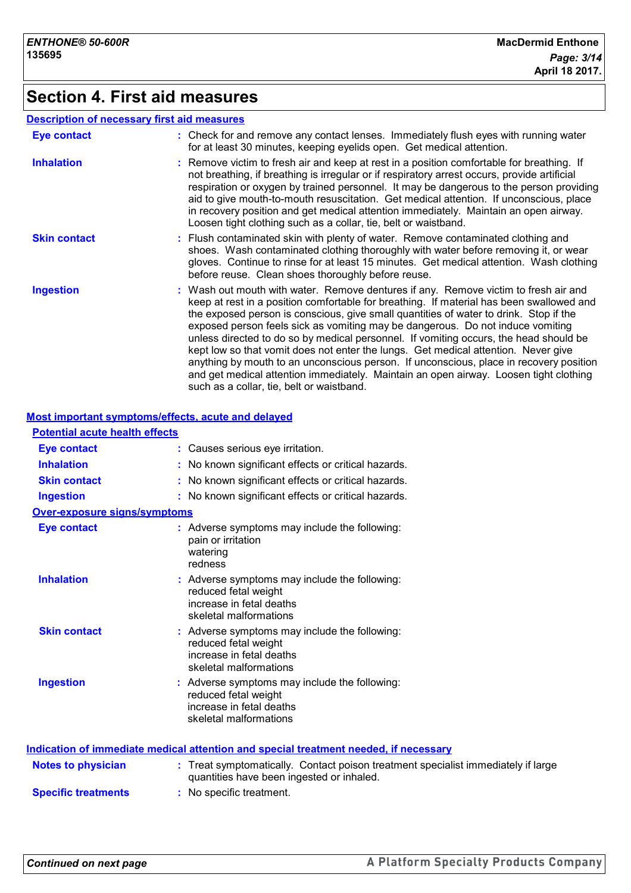## Section 4. First aid measures

### Description of necessary first aid measures

| | |
|---|---|
| **Eye contact** | Check for and remove any contact lenses. Immediately flush eyes with running water for at least 30 minutes, keeping eyelids open. Get medical attention. |
| **Inhalation** | Remove victim to fresh air and keep at rest in a position comfortable for breathing. If not breathing, if breathing is irregular or if respiratory arrest occurs, provide artificial respiration or oxygen by trained personnel. It may be dangerous to the person providing aid to give mouth-to-mouth resuscitation. Get medical attention. If unconscious, place in recovery position and get medical attention immediately. Maintain an open airway. Loosen tight clothing such as a collar, tie, belt or waistband. |
| **Skin contact** | Flush contaminated skin with plenty of water. Remove contaminated clothing and shoes. Wash contaminated clothing thoroughly with water before removing it, or wear gloves. Continue to rinse for at least 15 minutes. Get medical attention. Wash clothing before reuse. Clean shoes thoroughly before reuse. |
| **Ingestion** | Wash out mouth with water. Remove dentures if any. Remove victim to fresh air and keep at rest in a position comfortable for breathing. If material has been swallowed and the exposed person is conscious, give small quantities of water to drink. Stop if the exposed person feels sick as vomiting may be dangerous. Do not induce vomiting unless directed to do so by medical personnel. If vomiting occurs, the head should be kept low so that vomit does not enter the lungs. Get medical attention. Never give anything by mouth to an unconscious person. If unconscious, place in recovery position and get medical attention immediately. Maintain an open airway. Loosen tight clothing such as a collar, tie, belt or waistband. |

### Most important symptoms/effects, acute and delayed

#### Potential acute health effects

| | |
|---|---|
| **Eye contact** | Causes serious eye irritation. |
| **Inhalation** | No known significant effects or critical hazards. |
| **Skin contact** | No known significant effects or critical hazards. |
| **Ingestion** | No known significant effects or critical hazards. |

#### Over-exposure signs/symptoms

| | |
|---|---|
| **Eye contact** | Adverse symptoms may include the following:<br>pain or irritation<br>watering<br>redness |
| **Inhalation** | Adverse symptoms may include the following:<br>reduced fetal weight<br>increase in fetal deaths<br>skeletal malformations |
| **Skin contact** | Adverse symptoms may include the following:<br>reduced fetal weight<br>increase in fetal deaths<br>skeletal malformations |
| **Ingestion** | Adverse symptoms may include the following:<br>reduced fetal weight<br>increase in fetal deaths<br>skeletal malformations |

### Indication of immediate medical attention and special treatment needed, if necessary

| | |
|---|---|
| **Notes to physician** | Treat symptomatically. Contact poison treatment specialist immediately if large quantities have been ingested or inhaled. |
| **Specific treatments** | No specific treatment. |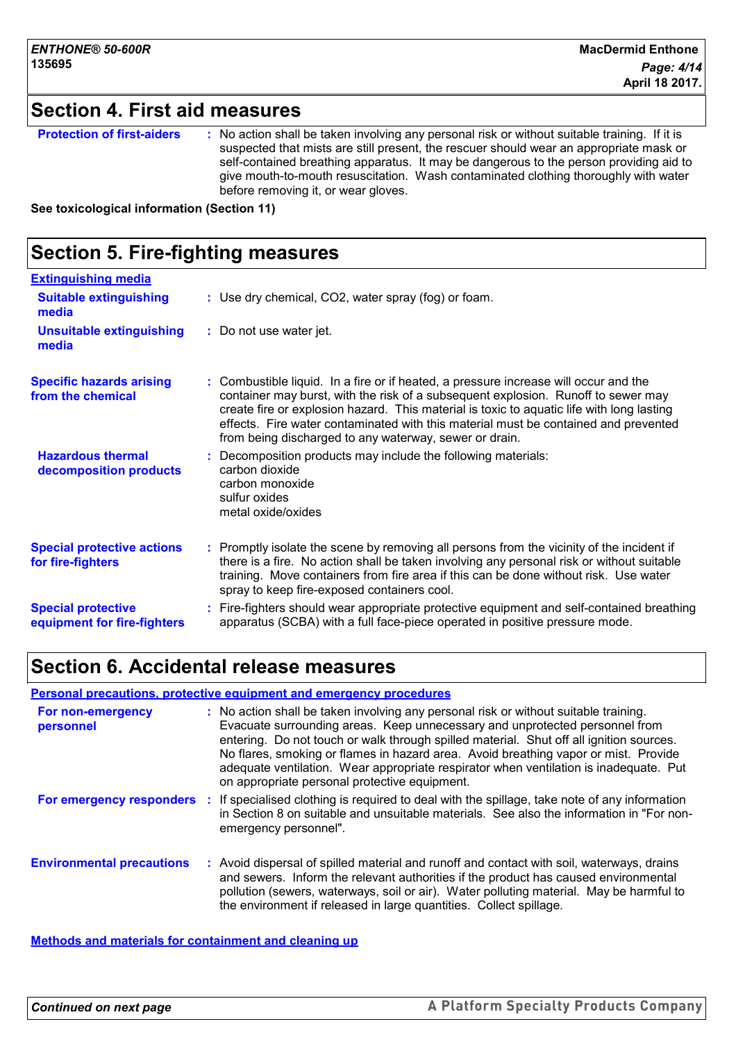## Section 4. First aid measures

**Protection of first-aiders** : No action shall be taken involving any personal risk or without suitable training. If it is suspected that mists are still present, the rescuer should wear an appropriate mask or self-contained breathing apparatus. It may be dangerous to the person providing aid to give mouth-to-mouth resuscitation. Wash contaminated clothing thoroughly with water before removing it, or wear gloves.

**See toxicological information (Section 11)**

## Section 5. Fire-fighting measures

### Extinguishing media

**Suitable extinguishing media** : Use dry chemical, $CO_2$, water spray (fog) or foam.

**Unsuitable extinguishing media** : Do not use water jet.

**Specific hazards arising from the chemical** : Combustible liquid. In a fire or if heated, a pressure increase will occur and the container may burst, with the risk of a subsequent explosion. Runoff to sewer may create fire or explosion hazard. This material is toxic to aquatic life with long lasting effects. Fire water contaminated with this material must be contained and prevented from being discharged to any waterway, sewer or drain.

**Hazardous thermal decomposition products** : Decomposition products may include the following materials:
carbon dioxide
carbon monoxide
sulfur oxides
metal oxide/oxides

**Special protective actions for fire-fighters** : Promptly isolate the scene by removing all persons from the vicinity of the incident if there is a fire. No action shall be taken involving any personal risk or without suitable training. Move containers from fire area if this can be done without risk. Use water spray to keep fire-exposed containers cool.

**Special protective equipment for fire-fighters** : Fire-fighters should wear appropriate protective equipment and self-contained breathing apparatus (SCBA) with a full face-piece operated in positive pressure mode.

## Section 6. Accidental release measures

### Personal precautions, protective equipment and emergency procedures

**For non-emergency personnel** : No action shall be taken involving any personal risk or without suitable training. Evacuate surrounding areas. Keep unnecessary and unprotected personnel from entering. Do not touch or walk through spilled material. Shut off all ignition sources. No flares, smoking or flames in hazard area. Avoid breathing vapor or mist. Provide adequate ventilation. Wear appropriate respirator when ventilation is inadequate. Put on appropriate personal protective equipment.

**For emergency responders** : If specialised clothing is required to deal with the spillage, take note of any information in Section 8 on suitable and unsuitable materials. See also the information in "For non-emergency personnel".

**Environmental precautions** : Avoid dispersal of spilled material and runoff and contact with soil, waterways, drains and sewers. Inform the relevant authorities if the product has caused environmental pollution (sewers, waterways, soil or air). Water polluting material. May be harmful to the environment if released in large quantities. Collect spillage.

### Methods and materials for containment and cleaning up

*Continued on next page*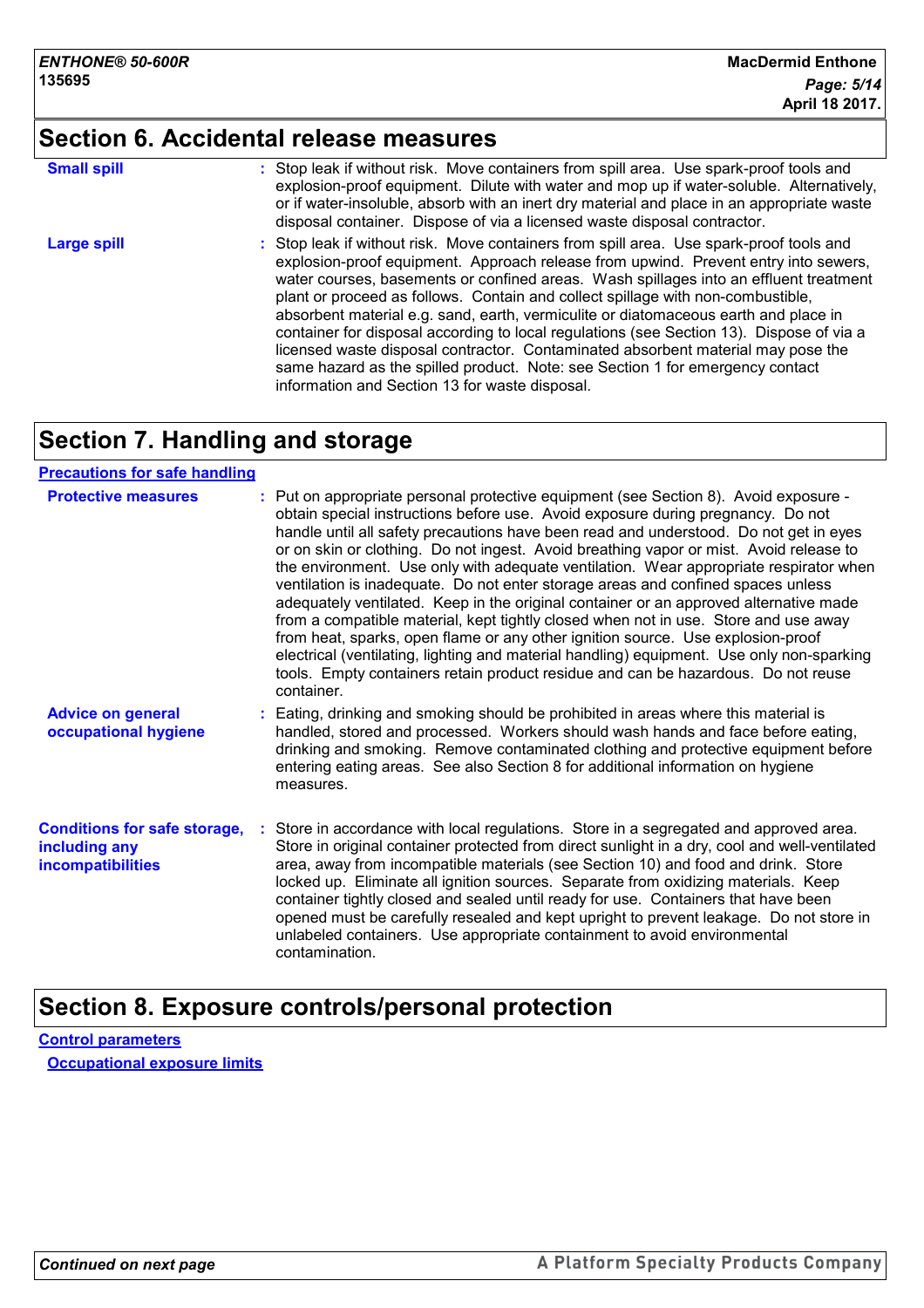## Section 6. Accidental release measures

**Small spill** : Stop leak if without risk. Move containers from spill area. Use spark-proof tools and explosion-proof equipment. Dilute with water and mop up if water-soluble. Alternatively, or if water-insoluble, absorb with an inert dry material and place in an appropriate waste disposal container. Dispose of via a licensed waste disposal contractor.

**Large spill** : Stop leak if without risk. Move containers from spill area. Use spark-proof tools and explosion-proof equipment. Approach release from upwind. Prevent entry into sewers, water courses, basements or confined areas. Wash spillages into an effluent treatment plant or proceed as follows. Contain and collect spillage with non-combustible, absorbent material e.g. sand, earth, vermiculite or diatomaceous earth and place in container for disposal according to local regulations (see Section 13). Dispose of via a licensed waste disposal contractor. Contaminated absorbent material may pose the same hazard as the spilled product. Note: see Section 1 for emergency contact information and Section 13 for waste disposal.

## Section 7. Handling and storage

### Precautions for safe handling

**Protective measures** : Put on appropriate personal protective equipment (see Section 8). Avoid exposure - obtain special instructions before use. Avoid exposure during pregnancy. Do not handle until all safety precautions have been read and understood. Do not get in eyes or on skin or clothing. Do not ingest. Avoid breathing vapor or mist. Avoid release to the environment. Use only with adequate ventilation. Wear appropriate respirator when ventilation is inadequate. Do not enter storage areas and confined spaces unless adequately ventilated. Keep in the original container or an approved alternative made from a compatible material, kept tightly closed when not in use. Store and use away from heat, sparks, open flame or any other ignition source. Use explosion-proof electrical (ventilating, lighting and material handling) equipment. Use only non-sparking tools. Empty containers retain product residue and can be hazardous. Do not reuse container.

**Advice on general occupational hygiene** : Eating, drinking and smoking should be prohibited in areas where this material is handled, stored and processed. Workers should wash hands and face before eating, drinking and smoking. Remove contaminated clothing and protective equipment before entering eating areas. See also Section 8 for additional information on hygiene measures.

**Conditions for safe storage, including any incompatibilities** : Store in accordance with local regulations. Store in a segregated and approved area. Store in original container protected from direct sunlight in a dry, cool and well-ventilated area, away from incompatible materials (see Section 10) and food and drink. Store locked up. Eliminate all ignition sources. Separate from oxidizing materials. Keep container tightly closed and sealed until ready for use. Containers that have been opened must be carefully resealed and kept upright to prevent leakage. Do not store in unlabeled containers. Use appropriate containment to avoid environmental contamination.

## Section 8. Exposure controls/personal protection

### Control parameters

#### Occupational exposure limits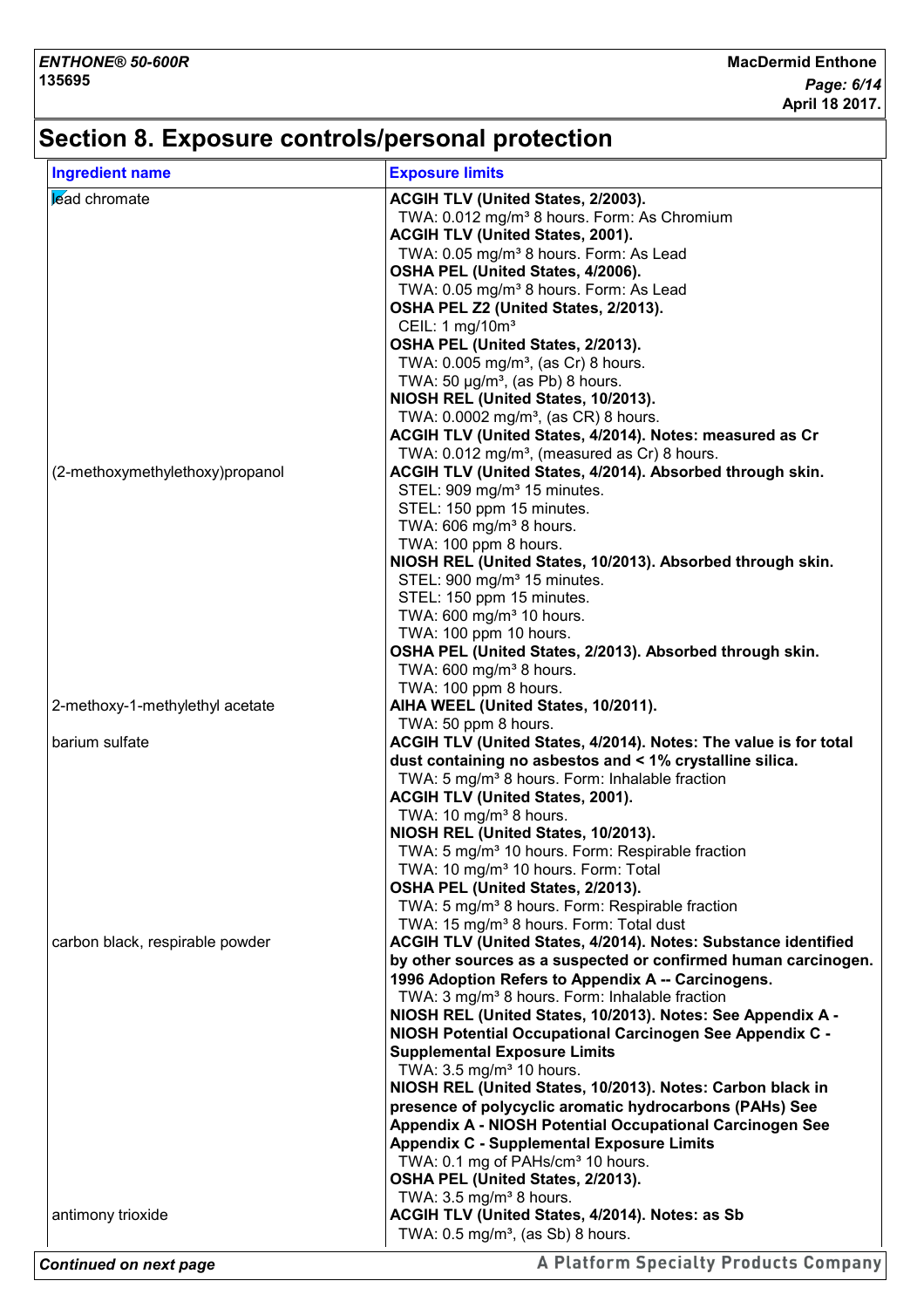## Section 8. Exposure controls/personal protection

| Ingredient name | Exposure limits |
|---|---|
| lead chromate | **ACGIH TLV (United States, 2/2003).**<br>TWA: 0.012 mg/m³ 8 hours. Form: As Chromium<br>**ACGIH TLV (United States, 2001).**<br>TWA: 0.05 mg/m³ 8 hours. Form: As Lead<br>**OSHA PEL (United States, 4/2006).**<br>TWA: 0.05 mg/m³ 8 hours. Form: As Lead<br>**OSHA PEL Z2 (United States, 2/2013).**<br>CEIL: 1 mg/10m³<br>**OSHA PEL (United States, 2/2013).**<br>TWA: 0.005 mg/m³, (as Cr) 8 hours.<br>TWA: 50 µg/m³, (as Pb) 8 hours.<br>**NIOSH REL (United States, 10/2013).**<br>TWA: 0.0002 mg/m³, (as CR) 8 hours.<br>**ACGIH TLV (United States, 4/2014). Notes: measured as Cr**<br>TWA: 0.012 mg/m³, (measured as Cr) 8 hours. |
| (2-methoxymethylethoxy)propanol | **ACGIH TLV (United States, 4/2014). Absorbed through skin.**<br>STEL: 909 mg/m³ 15 minutes.<br>STEL: 150 ppm 15 minutes.<br>TWA: 606 mg/m³ 8 hours.<br>TWA: 100 ppm 8 hours.<br>**NIOSH REL (United States, 10/2013). Absorbed through skin.**<br>STEL: 900 mg/m³ 15 minutes.<br>STEL: 150 ppm 15 minutes.<br>TWA: 600 mg/m³ 10 hours.<br>TWA: 100 ppm 10 hours.<br>**OSHA PEL (United States, 2/2013). Absorbed through skin.**<br>TWA: 600 mg/m³ 8 hours.<br>TWA: 100 ppm 8 hours. |
| 2-methoxy-1-methylethyl acetate | **AIHA WEEL (United States, 10/2011).**<br>TWA: 50 ppm 8 hours. |
| barium sulfate | **ACGIH TLV (United States, 4/2014). Notes: The value is for total dust containing no asbestos and < 1% crystalline silica.**<br>TWA: 5 mg/m³ 8 hours. Form: Inhalable fraction<br>**ACGIH TLV (United States, 2001).**<br>TWA: 10 mg/m³ 8 hours.<br>**NIOSH REL (United States, 10/2013).**<br>TWA: 5 mg/m³ 10 hours. Form: Respirable fraction<br>TWA: 10 mg/m³ 10 hours. Form: Total<br>**OSHA PEL (United States, 2/2013).**<br>TWA: 5 mg/m³ 8 hours. Form: Respirable fraction<br>TWA: 15 mg/m³ 8 hours. Form: Total dust |
| carbon black, respirable powder | **ACGIH TLV (United States, 4/2014). Notes: Substance identified by other sources as a suspected or confirmed human carcinogen. 1996 Adoption Refers to Appendix A -- Carcinogens.**<br>TWA: 3 mg/m³ 8 hours. Form: Inhalable fraction<br>**NIOSH REL (United States, 10/2013). Notes: See Appendix A - NIOSH Potential Occupational Carcinogen See Appendix C - Supplemental Exposure Limits**<br>TWA: 3.5 mg/m³ 10 hours.<br>**NIOSH REL (United States, 10/2013). Notes: Carbon black in presence of polycyclic aromatic hydrocarbons (PAHs) See Appendix A - NIOSH Potential Occupational Carcinogen See Appendix C - Supplemental Exposure Limits**<br>TWA: 0.1 mg of PAHs/cm³ 10 hours.<br>**OSHA PEL (United States, 2/2013).**<br>TWA: 3.5 mg/m³ 8 hours. |
| antimony trioxide | **ACGIH TLV (United States, 4/2014). Notes: as Sb**<br>TWA: 0.5 mg/m³, (as Sb) 8 hours. |

*Continued on next page*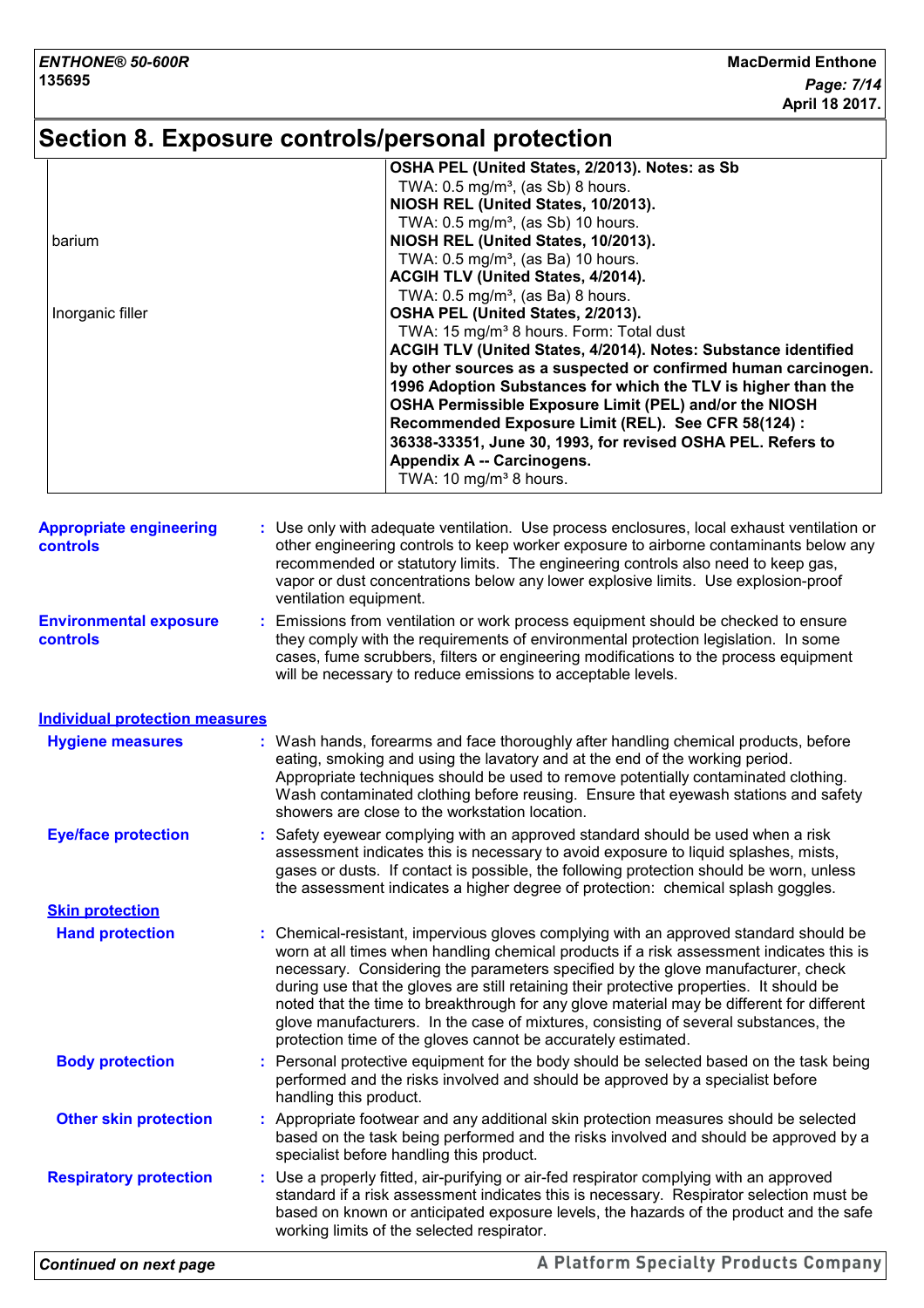## Section 8. Exposure controls/personal protection

| | |
|---|---|
| | **OSHA PEL (United States, 2/2013). Notes: as Sb**<br>TWA: 0.5 mg/m³, (as Sb) 8 hours.<br>**NIOSH REL (United States, 10/2013).**<br>TWA: 0.5 mg/m³, (as Sb) 10 hours. |
| barium | **NIOSH REL (United States, 10/2013).**<br>TWA: 0.5 mg/m³, (as Ba) 10 hours.<br>**ACGIH TLV (United States, 4/2014).**<br>TWA: 0.5 mg/m³, (as Ba) 8 hours. |
| Inorganic filler | **OSHA PEL (United States, 2/2013).**<br>TWA: 15 mg/m³ 8 hours. Form: Total dust<br>**ACGIH TLV (United States, 4/2014). Notes: Substance identified by other sources as a suspected or confirmed human carcinogen. 1996 Adoption Substances for which the TLV is higher than the OSHA Permissible Exposure Limit (PEL) and/or the NIOSH Recommended Exposure Limit (REL). See CFR 58(124) : 36338-33351, June 30, 1993, for revised OSHA PEL. Refers to Appendix A -- Carcinogens.**<br>TWA: 10 mg/m³ 8 hours. |

**Appropriate engineering controls** : Use only with adequate ventilation. Use process enclosures, local exhaust ventilation or other engineering controls to keep worker exposure to airborne contaminants below any recommended or statutory limits. The engineering controls also need to keep gas, vapor or dust concentrations below any lower explosive limits. Use explosion-proof ventilation equipment.

**Environmental exposure controls** : Emissions from ventilation or work process equipment should be checked to ensure they comply with the requirements of environmental protection legislation. In some cases, fume scrubbers, filters or engineering modifications to the process equipment will be necessary to reduce emissions to acceptable levels.

### Individual protection measures

**Hygiene measures** : Wash hands, forearms and face thoroughly after handling chemical products, before eating, smoking and using the lavatory and at the end of the working period. Appropriate techniques should be used to remove potentially contaminated clothing. Wash contaminated clothing before reusing. Ensure that eyewash stations and safety showers are close to the workstation location.

**Eye/face protection** : Safety eyewear complying with an approved standard should be used when a risk assessment indicates this is necessary to avoid exposure to liquid splashes, mists, gases or dusts. If contact is possible, the following protection should be worn, unless the assessment indicates a higher degree of protection: chemical splash goggles.

#### Skin protection

**Hand protection** : Chemical-resistant, impervious gloves complying with an approved standard should be worn at all times when handling chemical products if a risk assessment indicates this is necessary. Considering the parameters specified by the glove manufacturer, check during use that the gloves are still retaining their protective properties. It should be noted that the time to breakthrough for any glove material may be different for different glove manufacturers. In the case of mixtures, consisting of several substances, the protection time of the gloves cannot be accurately estimated.

**Body protection** : Personal protective equipment for the body should be selected based on the task being performed and the risks involved and should be approved by a specialist before handling this product.

**Other skin protection** : Appropriate footwear and any additional skin protection measures should be selected based on the task being performed and the risks involved and should be approved by a specialist before handling this product.

**Respiratory protection** : Use a properly fitted, air-purifying or air-fed respirator complying with an approved standard if a risk assessment indicates this is necessary. Respirator selection must be based on known or anticipated exposure levels, the hazards of the product and the safe working limits of the selected respirator.

*Continued on next page*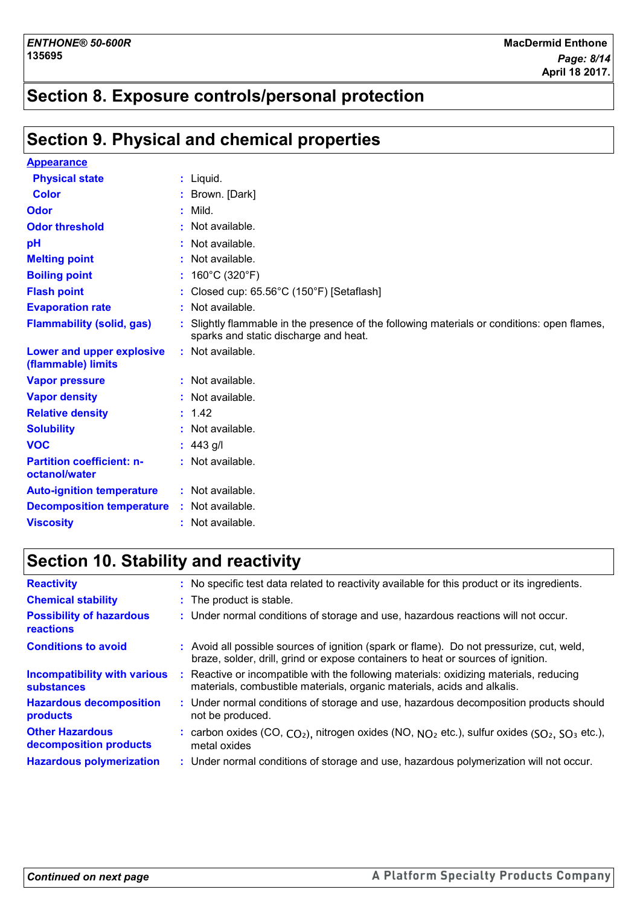## Section 8. Exposure controls/personal protection

## Section 9. Physical and chemical properties

**Appearance**

| | | |
|---|---|---|
| **Physical state** | : | Liquid. |
| **Color** | : | Brown. [Dark] |
| **Odor** | : | Mild. |
| **Odor threshold** | : | Not available. |
| **pH** | : | Not available. |
| **Melting point** | : | Not available. |
| **Boiling point** | : | 160°C (320°F) |
| **Flash point** | : | Closed cup: 65.56°C (150°F) [Setaflash] |
| **Evaporation rate** | : | Not available. |
| **Flammability (solid, gas)** | : | Slightly flammable in the presence of the following materials or conditions: open flames, sparks and static discharge and heat. |
| **Lower and upper explosive (flammable) limits** | : | Not available. |
| **Vapor pressure** | : | Not available. |
| **Vapor density** | : | Not available. |
| **Relative density** | : | 1.42 |
| **Solubility** | : | Not available. |
| **VOC** | : | 443 g/l |
| **Partition coefficient: n-octanol/water** | : | Not available. |
| **Auto-ignition temperature** | : | Not available. |
| **Decomposition temperature** | : | Not available. |
| **Viscosity** | : | Not available. |

## Section 10. Stability and reactivity

| | | |
|---|---|---|
| **Reactivity** | : | No specific test data related to reactivity available for this product or its ingredients. |
| **Chemical stability** | : | The product is stable. |
| **Possibility of hazardous reactions** | : | Under normal conditions of storage and use, hazardous reactions will not occur. |
| **Conditions to avoid** | : | Avoid all possible sources of ignition (spark or flame). Do not pressurize, cut, weld, braze, solder, drill, grind or expose containers to heat or sources of ignition. |
| **Incompatibility with various substances** | : | Reactive or incompatible with the following materials: oxidizing materials, reducing materials, combustible materials, organic materials, acids and alkalis. |
| **Hazardous decomposition products** | : | Under normal conditions of storage and use, hazardous decomposition products should not be produced. |
| **Other Hazardous decomposition products** | : | carbon oxides (CO, $CO_2$), nitrogen oxides (NO, $NO_2$ etc.), sulfur oxides ($SO_2$, $SO_3$ etc.), metal oxides |
| **Hazardous polymerization** | : | Under normal conditions of storage and use, hazardous polymerization will not occur. |

*Continued on next page*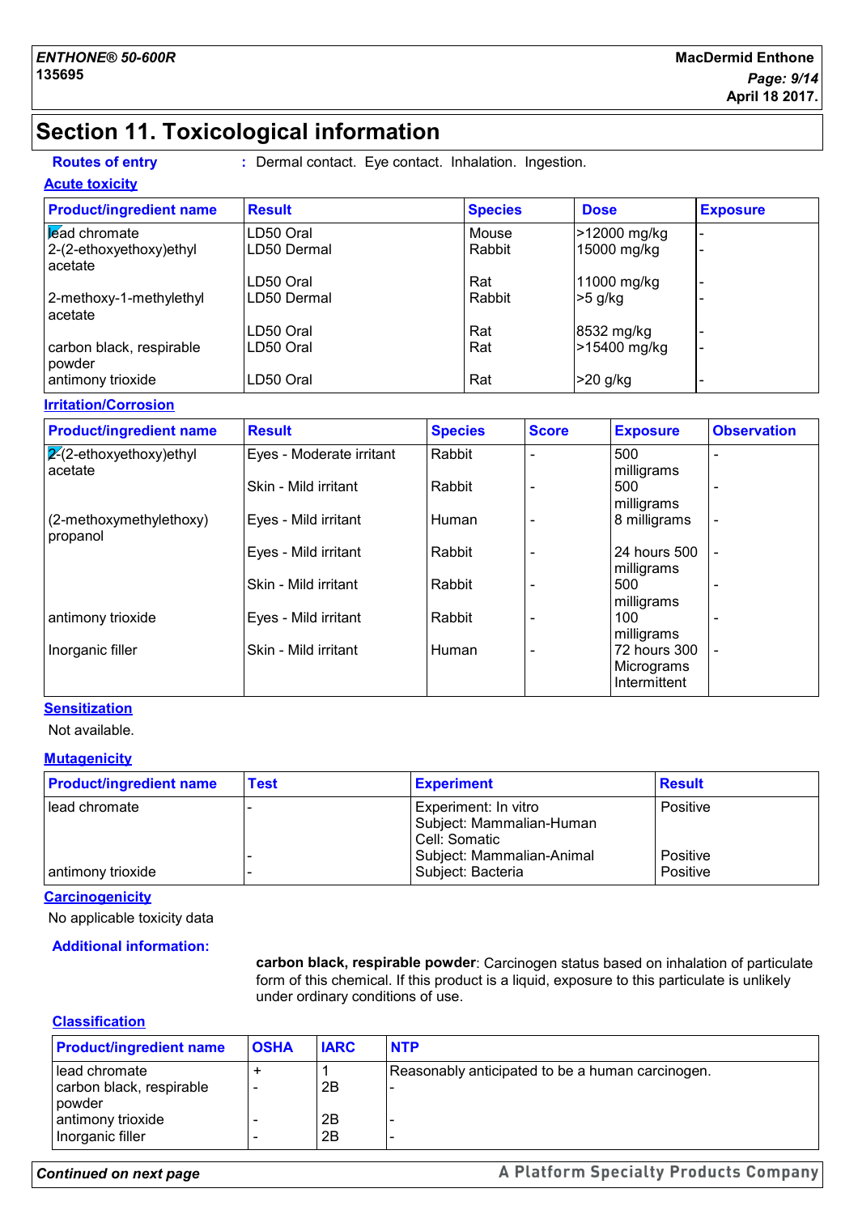# Section 11. Toxicological information

**Routes of entry** : Dermal contact. Eye contact. Inhalation. Ingestion.

**Acute toxicity**

| Product/ingredient name | Result | Species | Dose | Exposure |
|---|---|---|---|---|
| lead chromate | LD50 Oral | Mouse | >12000 mg/kg | - |
| 2-(2-ethoxyethoxy)ethyl acetate | LD50 Dermal | Rabbit | 15000 mg/kg | - |
| | LD50 Oral | Rat | 11000 mg/kg | - |
| 2-methoxy-1-methylethyl acetate | LD50 Dermal | Rabbit | >5 g/kg | - |
| | LD50 Oral | Rat | 8532 mg/kg | - |
| carbon black, respirable powder | LD50 Oral | Rat | >15400 mg/kg | - |
| antimony trioxide | LD50 Oral | Rat | >20 g/kg | - |

**Irritation/Corrosion**

| Product/ingredient name | Result | Species | Score | Exposure | Observation |
|---|---|---|---|---|---|
| 2-(2-ethoxyethoxy)ethyl acetate | Eyes - Moderate irritant | Rabbit | - | 500 milligrams | - |
| | Skin - Mild irritant | Rabbit | - | 500 milligrams | - |
| (2-methoxymethylethoxy) propanol | Eyes - Mild irritant | Human | - | 8 milligrams | - |
| | Eyes - Mild irritant | Rabbit | - | 24 hours 500 milligrams | - |
| | Skin - Mild irritant | Rabbit | - | 500 milligrams | - |
| antimony trioxide | Eyes - Mild irritant | Rabbit | - | 100 milligrams | - |
| Inorganic filler | Skin - Mild irritant | Human | - | 72 hours 300 Micrograms Intermittent | - |

**Sensitization**

Not available.

**Mutagenicity**

| Product/ingredient name | Test | Experiment | Result |
|---|---|---|---|
| lead chromate | - | Experiment: In vitro Subject: Mammalian-Human Cell: Somatic | Positive |
| | - | Subject: Mammalian-Animal | Positive |
| antimony trioxide | - | Subject: Bacteria | Positive |

**Carcinogenicity**

No applicable toxicity data

**Additional information:**

**carbon black, respirable powder**: Carcinogen status based on inhalation of particulate form of this chemical. If this product is a liquid, exposure to this particulate is unlikely under ordinary conditions of use.

**Classification**

| Product/ingredient name | OSHA | IARC | NTP |
|---|---|---|---|
| lead chromate | + | 1 | Reasonably anticipated to be a human carcinogen. |
| carbon black, respirable powder | - | 2B | - |
| antimony trioxide | - | 2B | - |
| Inorganic filler | - | 2B | - |

*Continued on next page*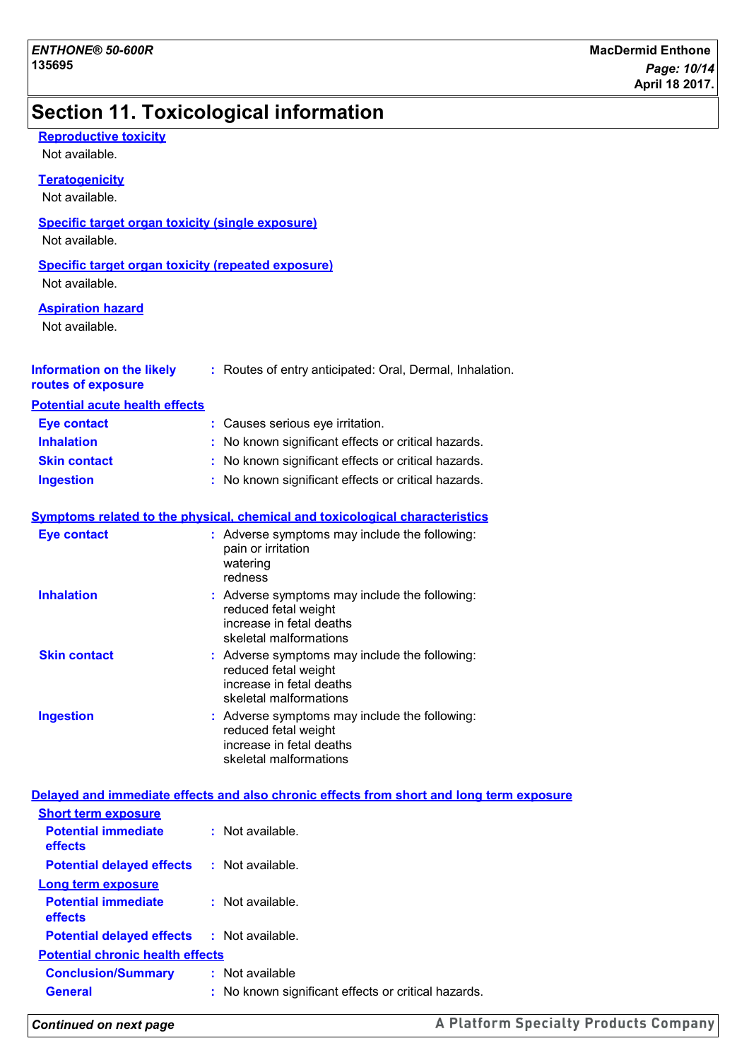# Section 11. Toxicological information

**Reproductive toxicity**

Not available.

**Teratogenicity**

Not available.

**Specific target organ toxicity (single exposure)**

Not available.

**Specific target organ toxicity (repeated exposure)**

Not available.

**Aspiration hazard**

Not available.

**Information on the likely routes of exposure** : Routes of entry anticipated: Oral, Dermal, Inhalation.

**Potential acute health effects**

| | |
|---|---|
| **Eye contact** | : Causes serious eye irritation. |
| **Inhalation** | : No known significant effects or critical hazards. |
| **Skin contact** | : No known significant effects or critical hazards. |
| **Ingestion** | : No known significant effects or critical hazards. |

**Symptoms related to the physical, chemical and toxicological characteristics**

| | |
|---|---|
| **Eye contact** | : Adverse symptoms may include the following: pain or irritation, watering, redness |
| **Inhalation** | : Adverse symptoms may include the following: reduced fetal weight, increase in fetal deaths, skeletal malformations |
| **Skin contact** | : Adverse symptoms may include the following: reduced fetal weight, increase in fetal deaths, skeletal malformations |
| **Ingestion** | : Adverse symptoms may include the following: reduced fetal weight, increase in fetal deaths, skeletal malformations |

**Delayed and immediate effects and also chronic effects from short and long term exposure**

**Short term exposure**

| | |
|---|---|
| **Potential immediate effects** | : Not available. |
| **Potential delayed effects** | : Not available. |

**Long term exposure**

| | |
|---|---|
| **Potential immediate effects** | : Not available. |
| **Potential delayed effects** | : Not available. |

**Potential chronic health effects**

| | |
|---|---|
| **Conclusion/Summary** | : Not available |
| **General** | : No known significant effects or critical hazards. |

*Continued on next page*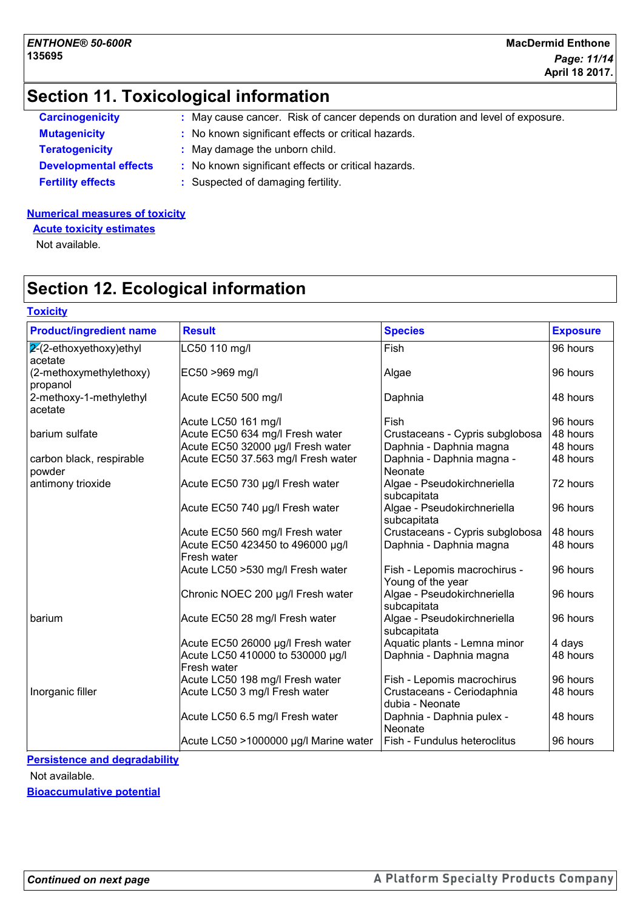## Section 11. Toxicological information

**Carcinogenicity** : May cause cancer. Risk of cancer depends on duration and level of exposure.

**Mutagenicity** : No known significant effects or critical hazards.

**Teratogenicity** : May damage the unborn child.

**Developmental effects** : No known significant effects or critical hazards.

**Fertility effects** : Suspected of damaging fertility.

**Numerical measures of toxicity**

**Acute toxicity estimates**

Not available.

## Section 12. Ecological information

**Toxicity**

| Product/ingredient name | Result | Species | Exposure |
|---|---|---|---|
| 2-(2-ethoxyethoxy)ethyl acetate | LC50 110 mg/l | Fish | 96 hours |
| (2-methoxymethylethoxy) propanol | EC50 >969 mg/l | Algae | 96 hours |
| 2-methoxy-1-methylethyl acetate | Acute EC50 500 mg/l | Daphnia | 48 hours |
| | Acute LC50 161 mg/l | Fish | 96 hours |
| barium sulfate | Acute EC50 634 mg/l Fresh water | Crustaceans - Cypris subglobosa | 48 hours |
| | Acute EC50 32000 µg/l Fresh water | Daphnia - Daphnia magna | 48 hours |
| carbon black, respirable powder | Acute EC50 37.563 mg/l Fresh water | Daphnia - Daphnia magna - Neonate | 48 hours |
| antimony trioxide | Acute EC50 730 µg/l Fresh water | Algae - Pseudokirchneriella subcapitata | 72 hours |
| | Acute EC50 740 µg/l Fresh water | Algae - Pseudokirchneriella subcapitata | 96 hours |
| | Acute EC50 560 mg/l Fresh water | Crustaceans - Cypris subglobosa | 48 hours |
| | Acute EC50 423450 to 496000 µg/l Fresh water | Daphnia - Daphnia magna | 48 hours |
| | Acute LC50 >530 mg/l Fresh water | Fish - Lepomis macrochirus - Young of the year | 96 hours |
| | Chronic NOEC 200 µg/l Fresh water | Algae - Pseudokirchneriella subcapitata | 96 hours |
| barium | Acute EC50 28 mg/l Fresh water | Algae - Pseudokirchneriella subcapitata | 96 hours |
| | Acute EC50 26000 µg/l Fresh water | Aquatic plants - Lemna minor | 4 days |
| | Acute LC50 410000 to 530000 µg/l Fresh water | Daphnia - Daphnia magna | 48 hours |
| | Acute LC50 198 mg/l Fresh water | Fish - Lepomis macrochirus | 96 hours |
| Inorganic filler | Acute LC50 3 mg/l Fresh water | Crustaceans - Ceriodaphnia dubia - Neonate | 48 hours |
| | Acute LC50 6.5 mg/l Fresh water | Daphnia - Daphnia pulex - Neonate | 48 hours |
| | Acute LC50 >1000000 µg/l Marine water | Fish - Fundulus heteroclitus | 96 hours |

**Persistence and degradability**

Not available.

**Bioaccumulative potential**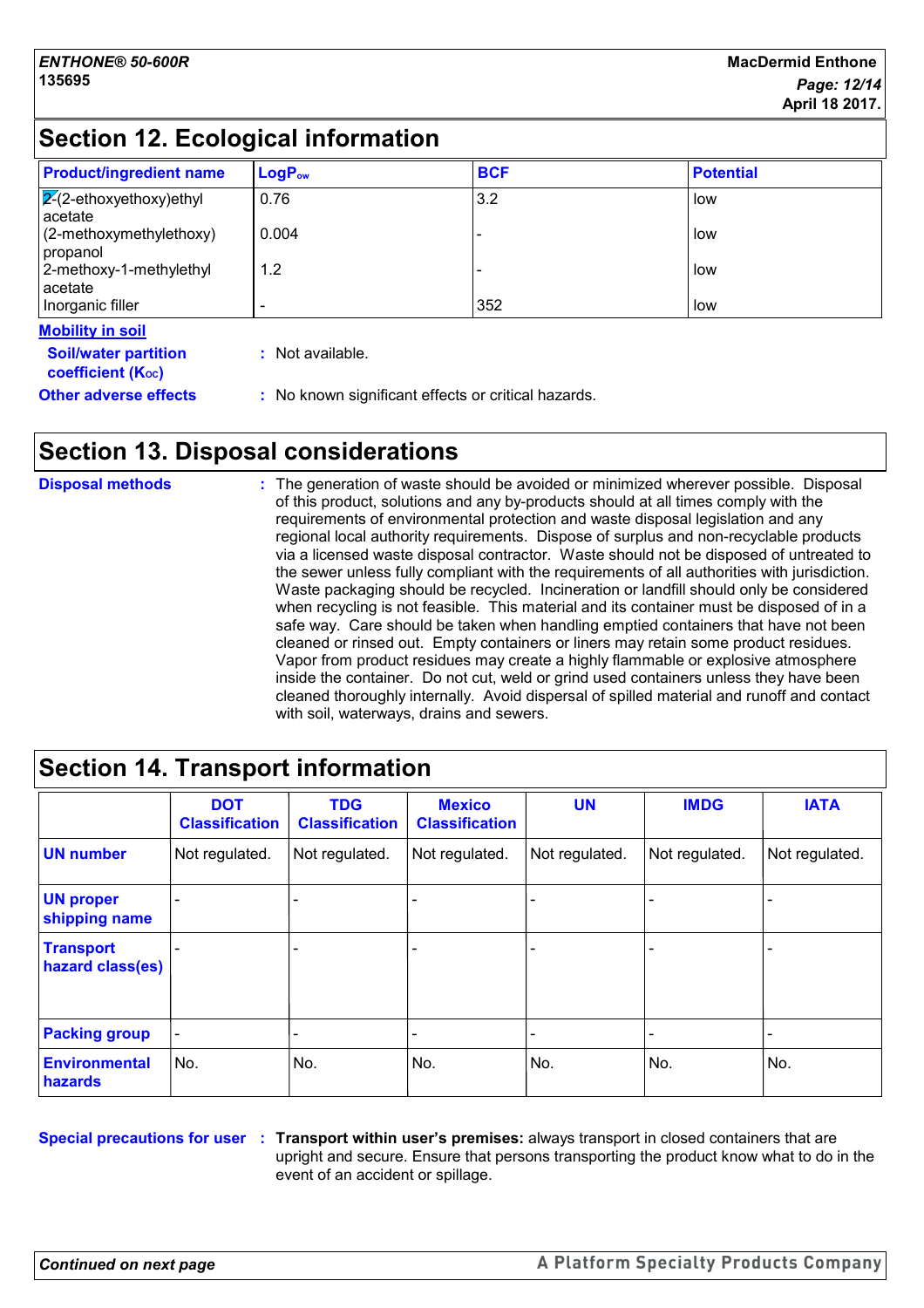## Section 12. Ecological information

| Product/ingredient name | $LogP_{ow}$ | BCF | Potential |
|---|---|---|---|
| 2-(2-ethoxyethoxy)ethyl acetate | 0.76 | 3.2 | low |
| (2-methoxymethylethoxy) propanol | 0.004 | - | low |
| 2-methoxy-1-methylethyl acetate | 1.2 | - | low |
| Inorganic filler | - | 352 | low |

**Mobility in soil**

**Soil/water partition coefficient ($K_{OC}$)** : Not available.

**Other adverse effects** : No known significant effects or critical hazards.

## Section 13. Disposal considerations

**Disposal methods** : The generation of waste should be avoided or minimized wherever possible. Disposal of this product, solutions and any by-products should at all times comply with the requirements of environmental protection and waste disposal legislation and any regional local authority requirements. Dispose of surplus and non-recyclable products via a licensed waste disposal contractor. Waste should not be disposed of untreated to the sewer unless fully compliant with the requirements of all authorities with jurisdiction. Waste packaging should be recycled. Incineration or landfill should only be considered when recycling is not feasible. This material and its container must be disposed of in a safe way. Care should be taken when handling emptied containers that have not been cleaned or rinsed out. Empty containers or liners may retain some product residues. Vapor from product residues may create a highly flammable or explosive atmosphere inside the container. Do not cut, weld or grind used containers unless they have been cleaned thoroughly internally. Avoid dispersal of spilled material and runoff and contact with soil, waterways, drains and sewers.

## Section 14. Transport information

| | DOT Classification | TDG Classification | Mexico Classification | UN | IMDG | IATA |
|---|---|---|---|---|---|---|
| UN number | Not regulated. | Not regulated. | Not regulated. | Not regulated. | Not regulated. | Not regulated. |
| UN proper shipping name | - | - | - | - | - | - |
| Transport hazard class(es) | - | - | - | - | - | - |
| Packing group | - | - | - | - | - | - |
| Environmental hazards | No. | No. | No. | No. | No. | No. |

**Special precautions for user** : **Transport within user's premises:** always transport in closed containers that are upright and secure. Ensure that persons transporting the product know what to do in the event of an accident or spillage.

*Continued on next page*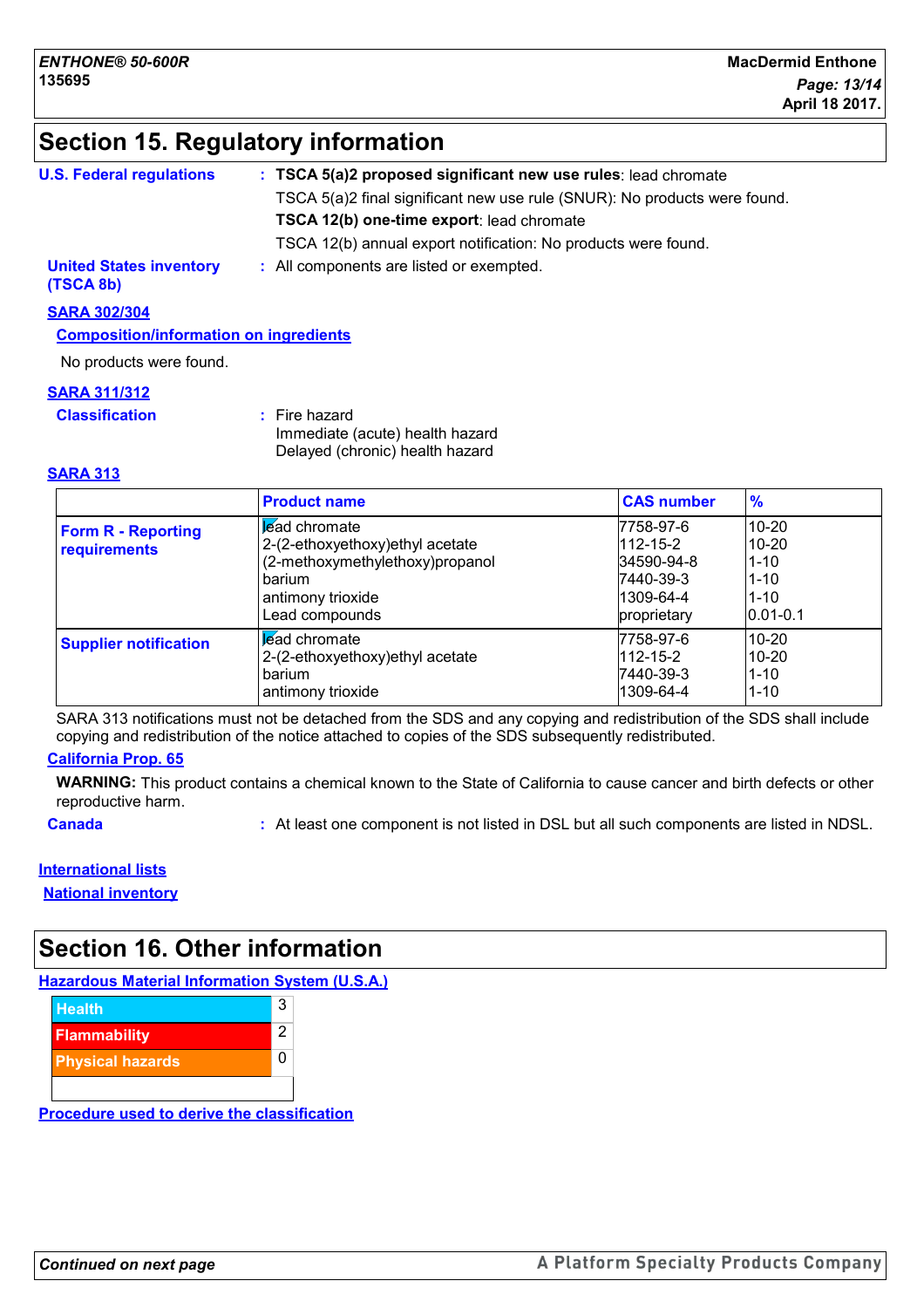## Section 15. Regulatory information

**U.S. Federal regulations** : **TSCA 5(a)2 proposed significant new use rules**: lead chromate

TSCA 5(a)2 final significant new use rule (SNUR): No products were found.

**TSCA 12(b) one-time export**: lead chromate

TSCA 12(b) annual export notification: No products were found.

**United States inventory (TSCA 8b)** : All components are listed or exempted.

**SARA 302/304**

**Composition/information on ingredients**

No products were found.

**SARA 311/312**

**Classification** : Fire hazard
Immediate (acute) health hazard
Delayed (chronic) health hazard

**SARA 313**

| | Product name | CAS number | % |
|---|---|---|---|
| **Form R - Reporting requirements** | lead chromate | 7758-97-6 | 10-20 |
| | 2-(2-ethoxyethoxy)ethyl acetate | 112-15-2 | 10-20 |
| | (2-methoxymethylethoxy)propanol | 34590-94-8 | 1-10 |
| | barium | 7440-39-3 | 1-10 |
| | antimony trioxide | 1309-64-4 | 1-10 |
| | Lead compounds | proprietary | 0.01-0.1 |
| **Supplier notification** | lead chromate | 7758-97-6 | 10-20 |
| | 2-(2-ethoxyethoxy)ethyl acetate | 112-15-2 | 10-20 |
| | barium | 7440-39-3 | 1-10 |
| | antimony trioxide | 1309-64-4 | 1-10 |

SARA 313 notifications must not be detached from the SDS and any copying and redistribution of the SDS shall include copying and redistribution of the notice attached to copies of the SDS subsequently redistributed.

**California Prop. 65**

**WARNING:** This product contains a chemical known to the State of California to cause cancer and birth defects or other reproductive harm.

**Canada** : At least one component is not listed in DSL but all such components are listed in NDSL.

**International lists**

**National inventory**

## Section 16. Other information

**Hazardous Material Information System (U.S.A.)**

| | |
|---|---|
| Health | 3 |
| Flammability | 2 |
| Physical hazards | 0 |

**Procedure used to derive the classification**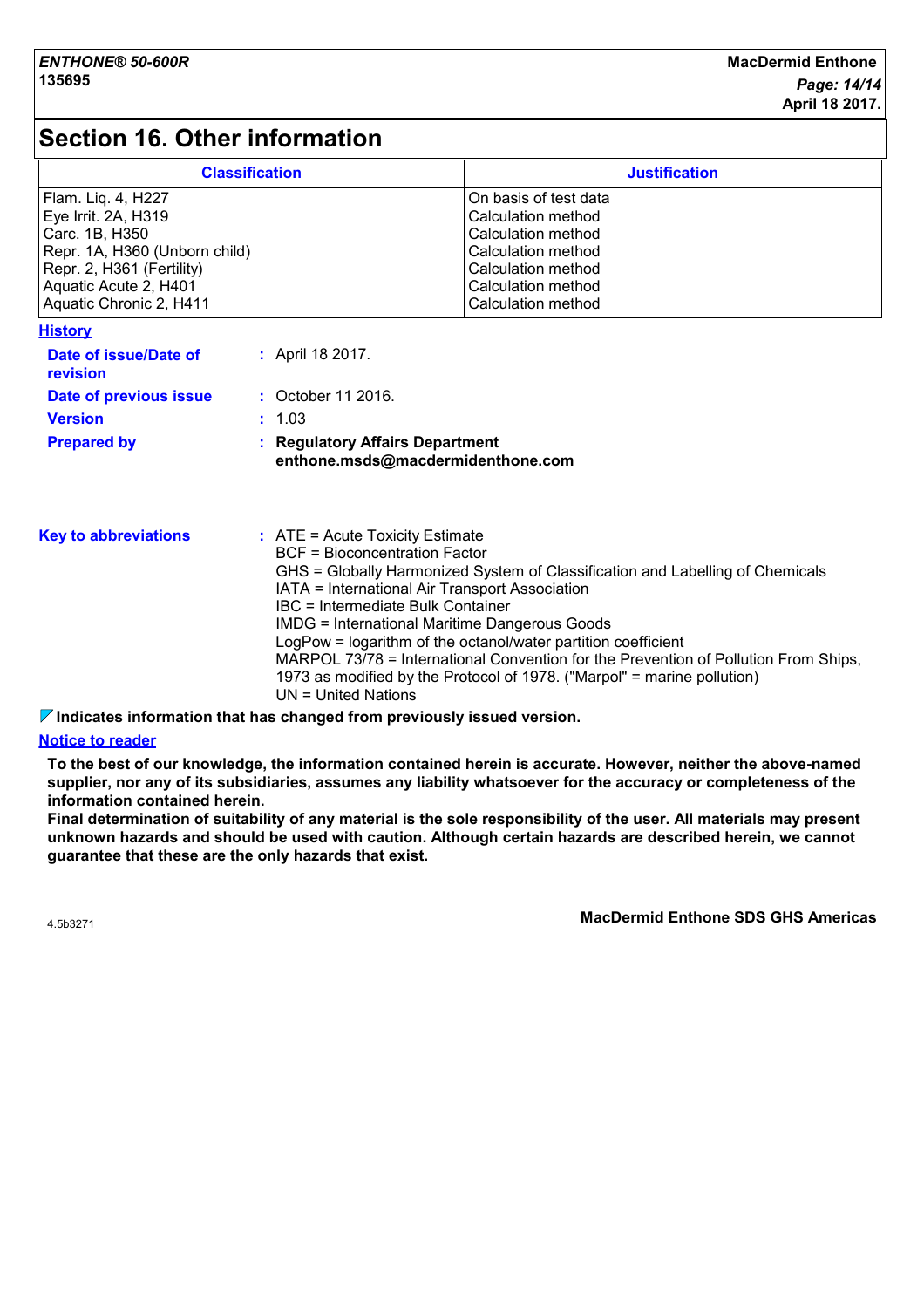# Section 16. Other information

| Classification | Justification |
| --- | --- |
| Flam. Liq. 4, H227 | On basis of test data |
| Eye Irrit. 2A, H319 | Calculation method |
| Carc. 1B, H350 | Calculation method |
| Repr. 1A, H360 (Unborn child) | Calculation method |
| Repr. 2, H361 (Fertility) | Calculation method |
| Aquatic Acute 2, H401 | Calculation method |
| Aquatic Chronic 2, H411 | Calculation method |

**History**

**Date of issue/Date of revision** : April 18 2017.

**Date of previous issue** : October 11 2016.

**Version** : 1.03

**Prepared by** : **Regulatory Affairs Department**
**enthone.msds@macdermidenthone.com**

**Key to abbreviations** : ATE = Acute Toxicity Estimate
BCF = Bioconcentration Factor
GHS = Globally Harmonized System of Classification and Labelling of Chemicals
IATA = International Air Transport Association
IBC = Intermediate Bulk Container
IMDG = International Maritime Dangerous Goods
LogPow = logarithm of the octanol/water partition coefficient
MARPOL 73/78 = International Convention for the Prevention of Pollution From Ships, 1973 as modified by the Protocol of 1978. ("Marpol" = marine pollution)
UN = United Nations

**Indicates information that has changed from previously issued version.**

**Notice to reader**

**To the best of our knowledge, the information contained herein is accurate. However, neither the above-named supplier, nor any of its subsidiaries, assumes any liability whatsoever for the accuracy or completeness of the information contained herein.**
**Final determination of suitability of any material is the sole responsibility of the user. All materials may present unknown hazards and should be used with caution. Although certain hazards are described herein, we cannot guarantee that these are the only hazards that exist.**